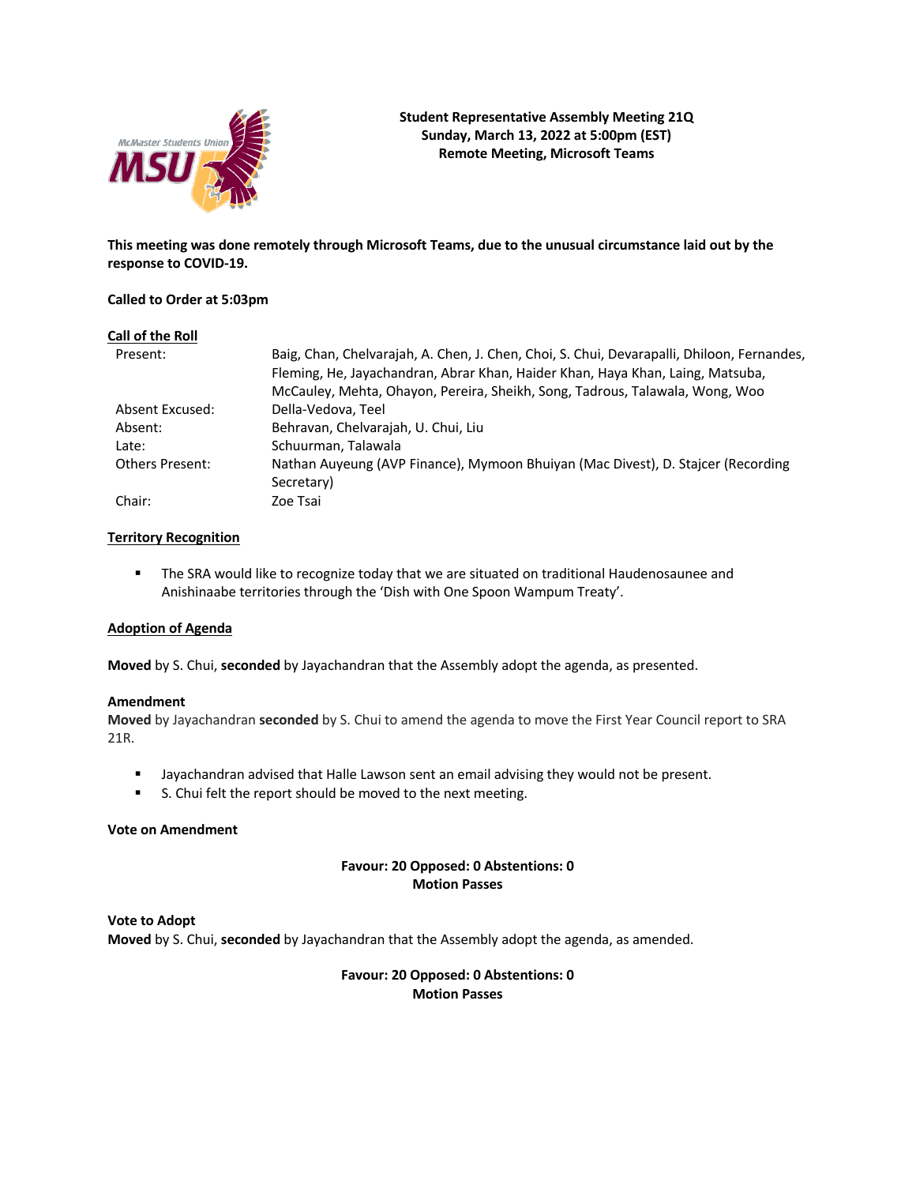**Student Representative Assembly Meeting 21Q**
**Sunday, March 13, 2022 at 5:00pm (EST)**
**Remote Meeting, Microsoft Teams**

**This meeting was done remotely through Microsoft Teams, due to the unusual circumstance laid out by the response to COVID-19.**

**Called to Order at 5:03pm**

**Call of the Roll**

| | |
|---|---|
| Present: | Baig, Chan, Chelvarajah, A. Chen, J. Chen, Choi, S. Chui, Devarapalli, Dhiloon, Fernandes, Fleming, He, Jayachandran, Abrar Khan, Haider Khan, Haya Khan, Laing, Matsuba, McCauley, Mehta, Ohayon, Pereira, Sheikh, Song, Tadrous, Talawala, Wong, Woo |
| Absent Excused: | Della-Vedova, Teel |
| Absent: | Behravan, Chelvarajah, U. Chui, Liu |
| Late: | Schuurman, Talawala |
| Others Present: | Nathan Auyeung (AVP Finance), Mymoon Bhuiyan (Mac Divest), D. Stajcer (Recording Secretary) |
| Chair: | Zoe Tsai |

**Territory Recognition**

- The SRA would like to recognize today that we are situated on traditional Haudenosaunee and Anishinaabe territories through the 'Dish with One Spoon Wampum Treaty'.

**Adoption of Agenda**

**Moved** by S. Chui, **seconded** by Jayachandran that the Assembly adopt the agenda, as presented.

**Amendment**
**Moved** by Jayachandran **seconded** by S. Chui to amend the agenda to move the First Year Council report to SRA 21R.

- Jayachandran advised that Halle Lawson sent an email advising they would not be present.
- S. Chui felt the report should be moved to the next meeting.

**Vote on Amendment**

**Favour: 20 Opposed: 0 Abstentions: 0**
**Motion Passes**

**Vote to Adopt**
**Moved** by S. Chui, **seconded** by Jayachandran that the Assembly adopt the agenda, as amended.

**Favour: 20 Opposed: 0 Abstentions: 0**
**Motion Passes**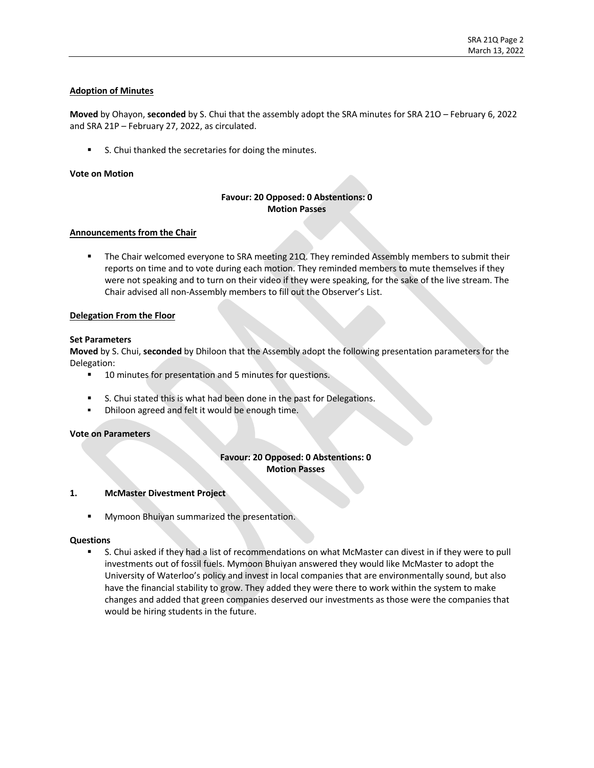**Adoption of Minutes**

**Moved** by Ohayon, **seconded** by S. Chui that the assembly adopt the SRA minutes for SRA 21O – February 6, 2022 and SRA 21P – February 27, 2022, as circulated.

- S. Chui thanked the secretaries for doing the minutes.

**Vote on Motion**

**Favour: 20 Opposed: 0 Abstentions: 0**
**Motion Passes**

**Announcements from the Chair**

- The Chair welcomed everyone to SRA meeting 21Q. They reminded Assembly members to submit their reports on time and to vote during each motion. They reminded members to mute themselves if they were not speaking and to turn on their video if they were speaking, for the sake of the live stream. The Chair advised all non-Assembly members to fill out the Observer's List.

**Delegation From the Floor**

**Set Parameters**
**Moved** by S. Chui, **seconded** by Dhiloon that the Assembly adopt the following presentation parameters for the Delegation:

- 10 minutes for presentation and 5 minutes for questions.

- S. Chui stated this is what had been done in the past for Delegations.
- Dhiloon agreed and felt it would be enough time.

**Vote on Parameters**

**Favour: 20 Opposed: 0 Abstentions: 0**
**Motion Passes**

**1. McMaster Divestment Project**

- Mymoon Bhuiyan summarized the presentation.

**Questions**

- S. Chui asked if they had a list of recommendations on what McMaster can divest in if they were to pull investments out of fossil fuels. Mymoon Bhuiyan answered they would like McMaster to adopt the University of Waterloo's policy and invest in local companies that are environmentally sound, but also have the financial stability to grow. They added they were there to work within the system to make changes and added that green companies deserved our investments as those were the companies that would be hiring students in the future.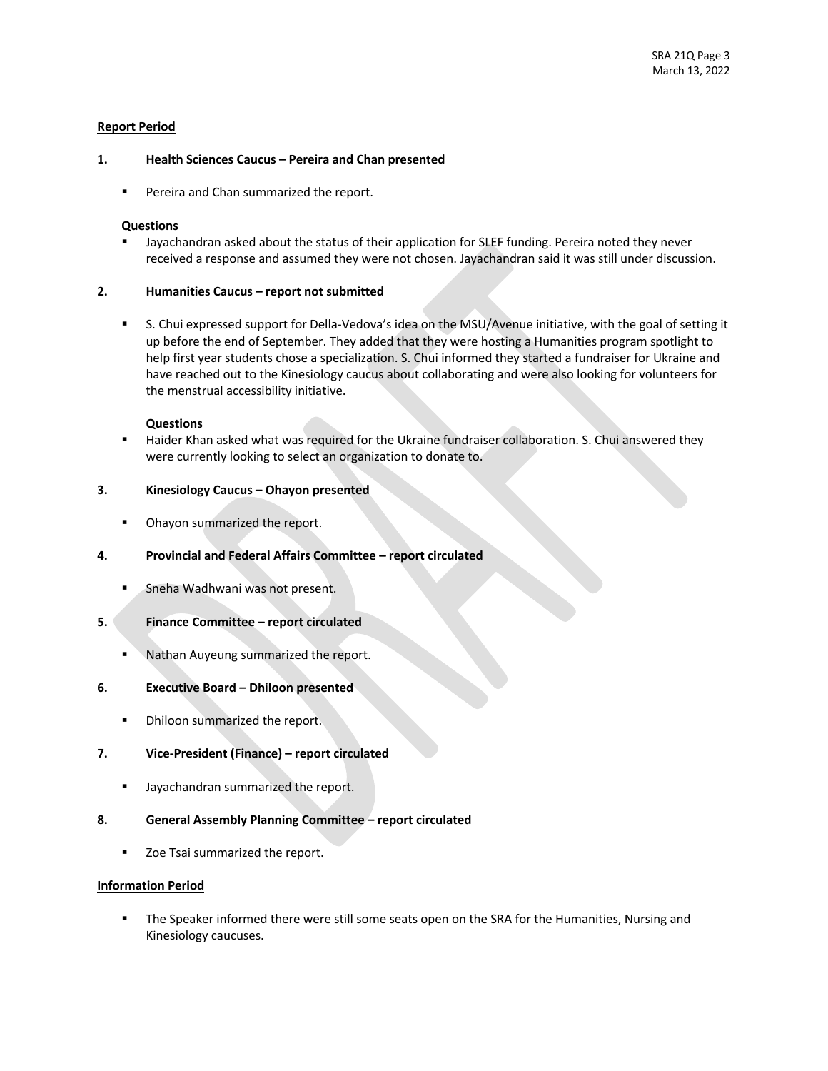**Report Period**

**1. Health Sciences Caucus – Pereira and Chan presented**

- Pereira and Chan summarized the report.

**Questions**

- Jayachandran asked about the status of their application for SLEF funding. Pereira noted they never received a response and assumed they were not chosen. Jayachandran said it was still under discussion.

**2. Humanities Caucus – report not submitted**

- S. Chui expressed support for Della-Vedova's idea on the MSU/Avenue initiative, with the goal of setting it up before the end of September. They added that they were hosting a Humanities program spotlight to help first year students chose a specialization. S. Chui informed they started a fundraiser for Ukraine and have reached out to the Kinesiology caucus about collaborating and were also looking for volunteers for the menstrual accessibility initiative.

**Questions**

- Haider Khan asked what was required for the Ukraine fundraiser collaboration. S. Chui answered they were currently looking to select an organization to donate to.

**3. Kinesiology Caucus – Ohayon presented**

- Ohayon summarized the report.

**4. Provincial and Federal Affairs Committee – report circulated**

- Sneha Wadhwani was not present.

**5. Finance Committee – report circulated**

- Nathan Auyeung summarized the report.

**6. Executive Board – Dhiloon presented**

- Dhiloon summarized the report.

**7. Vice-President (Finance) – report circulated**

- Jayachandran summarized the report.

**8. General Assembly Planning Committee – report circulated**

- Zoe Tsai summarized the report.

**Information Period**

- The Speaker informed there were still some seats open on the SRA for the Humanities, Nursing and Kinesiology caucuses.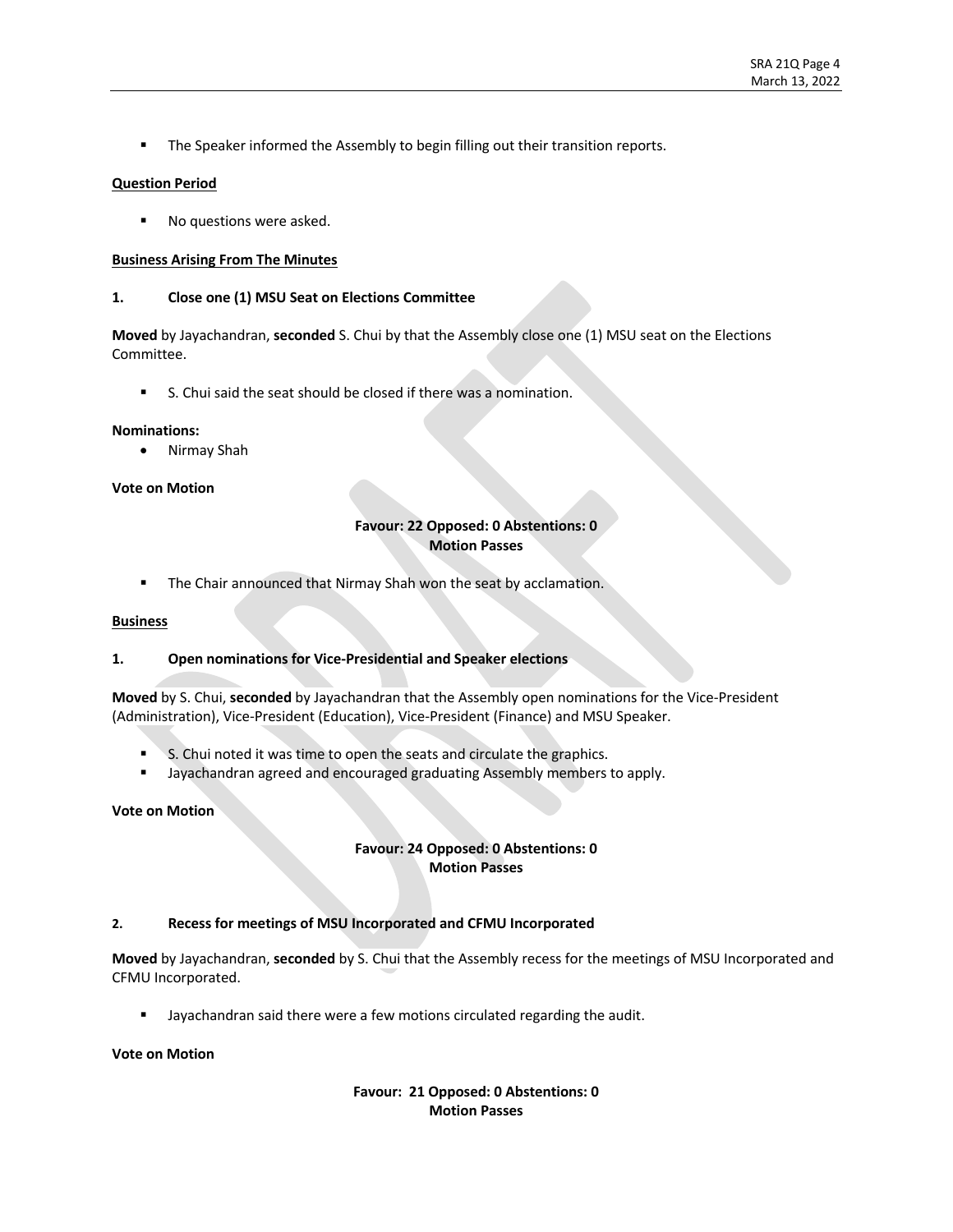- The Speaker informed the Assembly to begin filling out their transition reports.

**Question Period**

- No questions were asked.

**Business Arising From The Minutes**

**1. Close one (1) MSU Seat on Elections Committee**

**Moved** by Jayachandran, **seconded** S. Chui by that the Assembly close one (1) MSU seat on the Elections Committee.

- S. Chui said the seat should be closed if there was a nomination.

**Nominations:**

- Nirmay Shah

**Vote on Motion**

**Favour: 22 Opposed: 0 Abstentions: 0**
**Motion Passes**

- The Chair announced that Nirmay Shah won the seat by acclamation.

**Business**

**1. Open nominations for Vice-Presidential and Speaker elections**

**Moved** by S. Chui, **seconded** by Jayachandran that the Assembly open nominations for the Vice-President (Administration), Vice-President (Education), Vice-President (Finance) and MSU Speaker.

- S. Chui noted it was time to open the seats and circulate the graphics.
- Jayachandran agreed and encouraged graduating Assembly members to apply.

**Vote on Motion**

**Favour: 24 Opposed: 0 Abstentions: 0**
**Motion Passes**

**2. Recess for meetings of MSU Incorporated and CFMU Incorporated**

**Moved** by Jayachandran, **seconded** by S. Chui that the Assembly recess for the meetings of MSU Incorporated and CFMU Incorporated.

- Jayachandran said there were a few motions circulated regarding the audit.

**Vote on Motion**

**Favour: 21 Opposed: 0 Abstentions: 0**
**Motion Passes**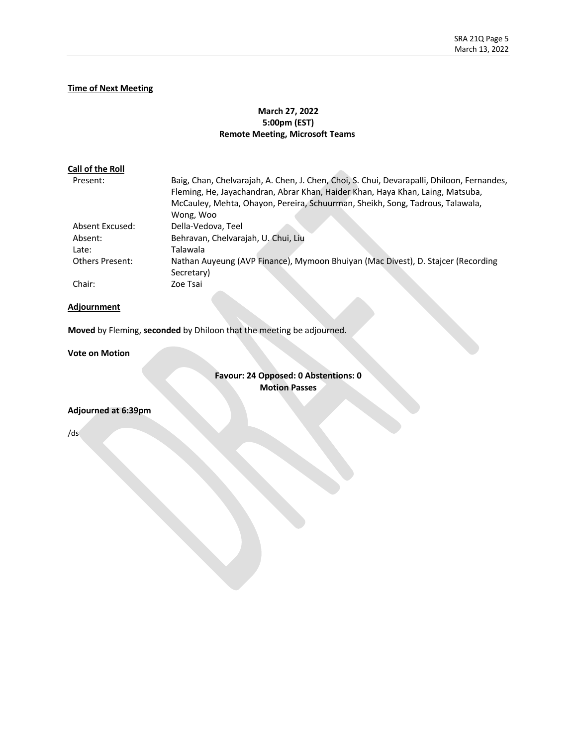**Time of Next Meeting**

**March 27, 2022**
**5:00pm (EST)**
**Remote Meeting, Microsoft Teams**

**Call of the Roll**

| | |
|---|---|
| Present: | Baig, Chan, Chelvarajah, A. Chen, J. Chen, Choi, S. Chui, Devarapalli, Dhiloon, Fernandes, Fleming, He, Jayachandran, Abrar Khan, Haider Khan, Haya Khan, Laing, Matsuba, McCauley, Mehta, Ohayon, Pereira, Schuurman, Sheikh, Song, Tadrous, Talawala, Wong, Woo |
| Absent Excused: | Della-Vedova, Teel |
| Absent: | Behravan, Chelvarajah, U. Chui, Liu |
| Late: | Talawala |
| Others Present: | Nathan Auyeung (AVP Finance), Mymoon Bhuiyan (Mac Divest), D. Stajcer (Recording Secretary) |
| Chair: | Zoe Tsai |

**Adjournment**

**Moved** by Fleming, **seconded** by Dhiloon that the meeting be adjourned.

**Vote on Motion**

**Favour: 24 Opposed: 0 Abstentions: 0**
**Motion Passes**

**Adjourned at 6:39pm**

/ds